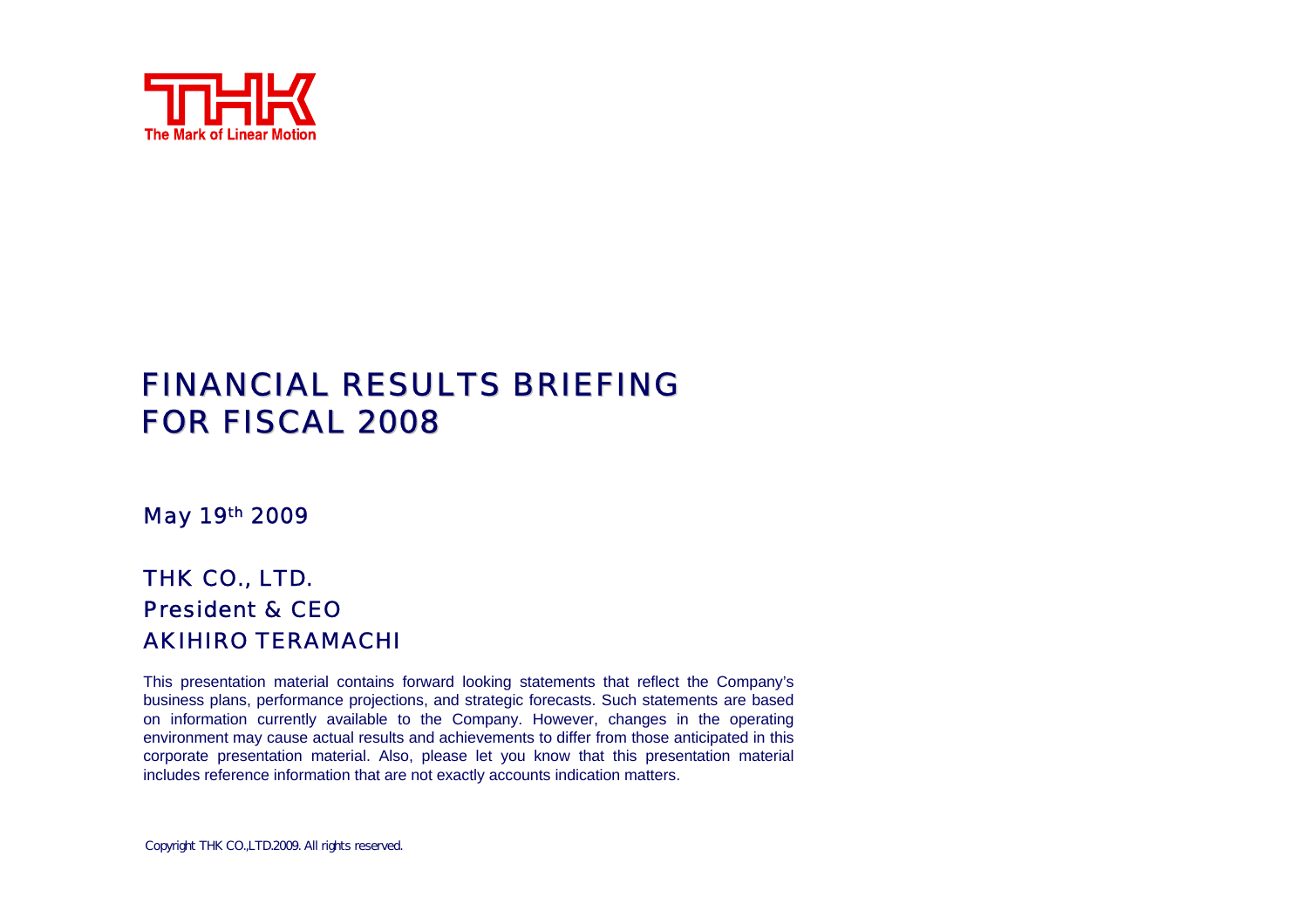THK

The Mark of Linear Motion

# FINANCIAL RESULTS BRIEFING FOR FISCAL 2008

May 19th 2009

THK CO., LTD.
President & CEO
AKIHIRO TERAMACHI

This presentation material contains forward looking statements that reflect the Company's business plans, performance projections, and strategic forecasts. Such statements are based on information currently available to the Company. However, changes in the operating environment may cause actual results and achievements to differ from those anticipated in this corporate presentation material. Also, please let you know that this presentation material includes reference information that are not exactly accounts indication matters.

Copyright THK CO.,LTD.2009. All rights reserved.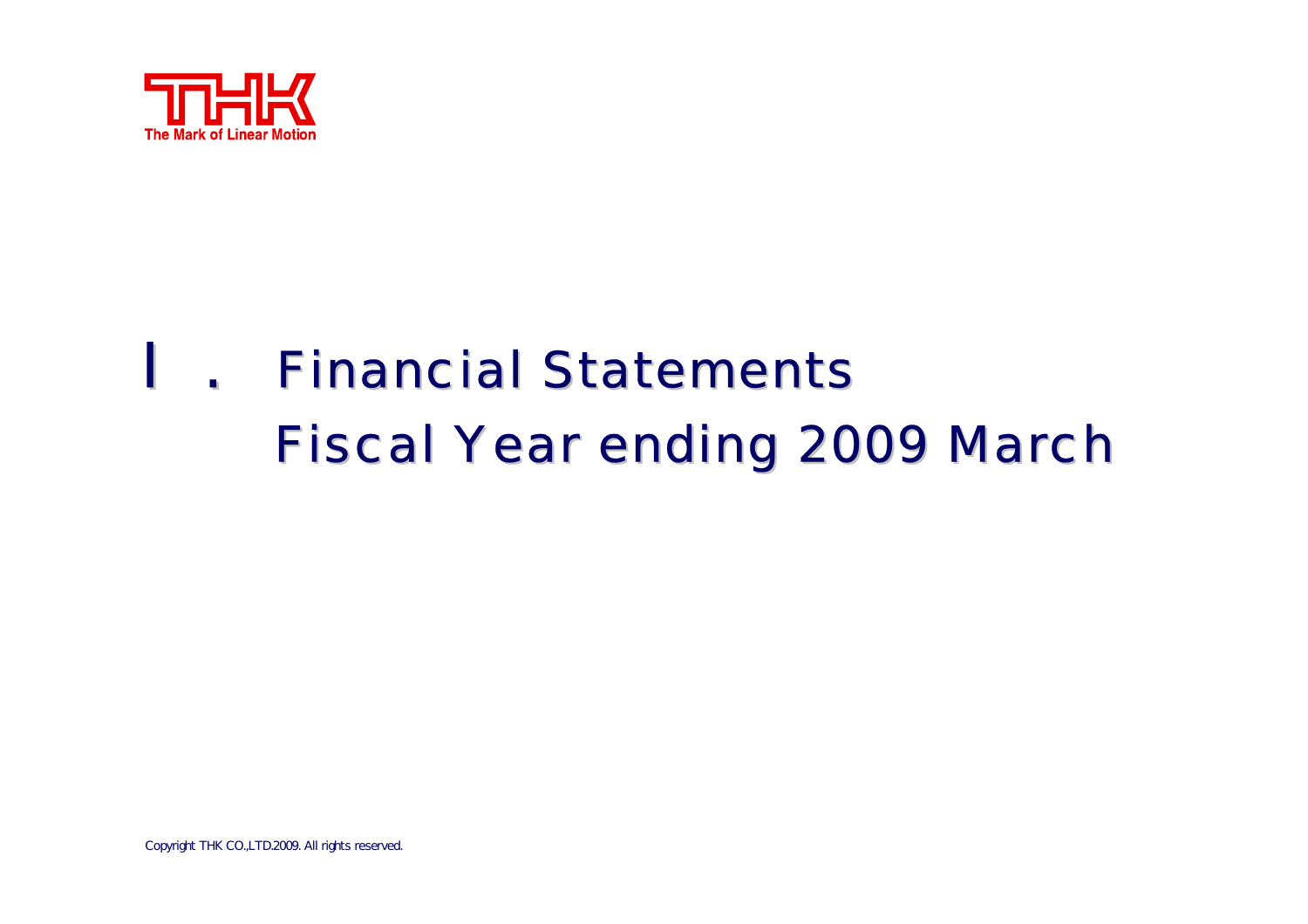# Ⅰ. Financial Statements Fiscal Year ending 2009 March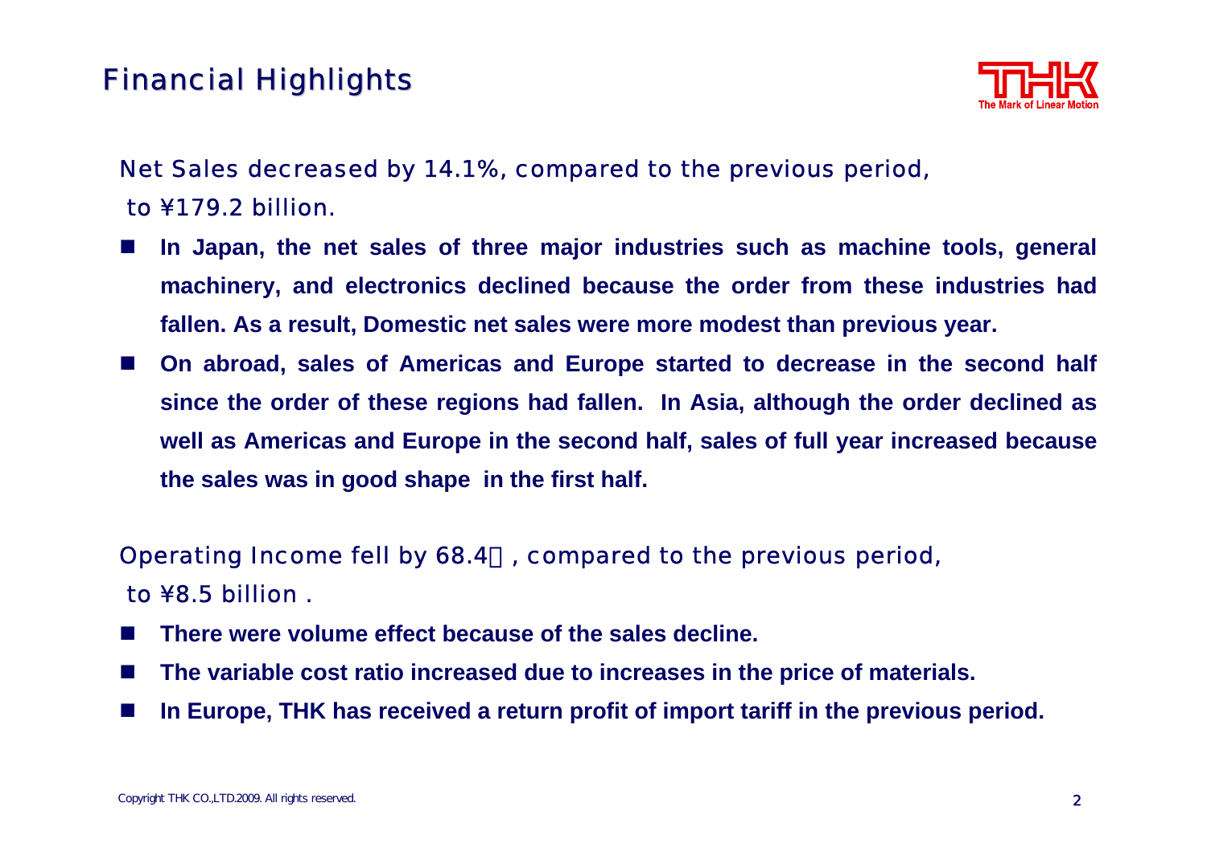# Financial Highlights

Net Sales decreased by 14.1%, compared to the previous period, to ¥179.2 billion.

- **In Japan, the net sales of three major industries such as machine tools, general machinery, and electronics declined because the order from these industries had fallen. As a result, Domestic net sales were more modest than previous year.**
- **On abroad, sales of Americas and Europe started to decrease in the second half since the order of these regions had fallen. In Asia, although the order declined as well as Americas and Europe in the second half, sales of full year increased because the sales was in good shape in the first half.**

Operating Income fell by 68.4%, compared to the previous period, to ¥8.5 billion .

- **There were volume effect because of the sales decline.**
- **The variable cost ratio increased due to increases in the price of materials.**
- **In Europe, THK has received a return profit of import tariff in the previous period.**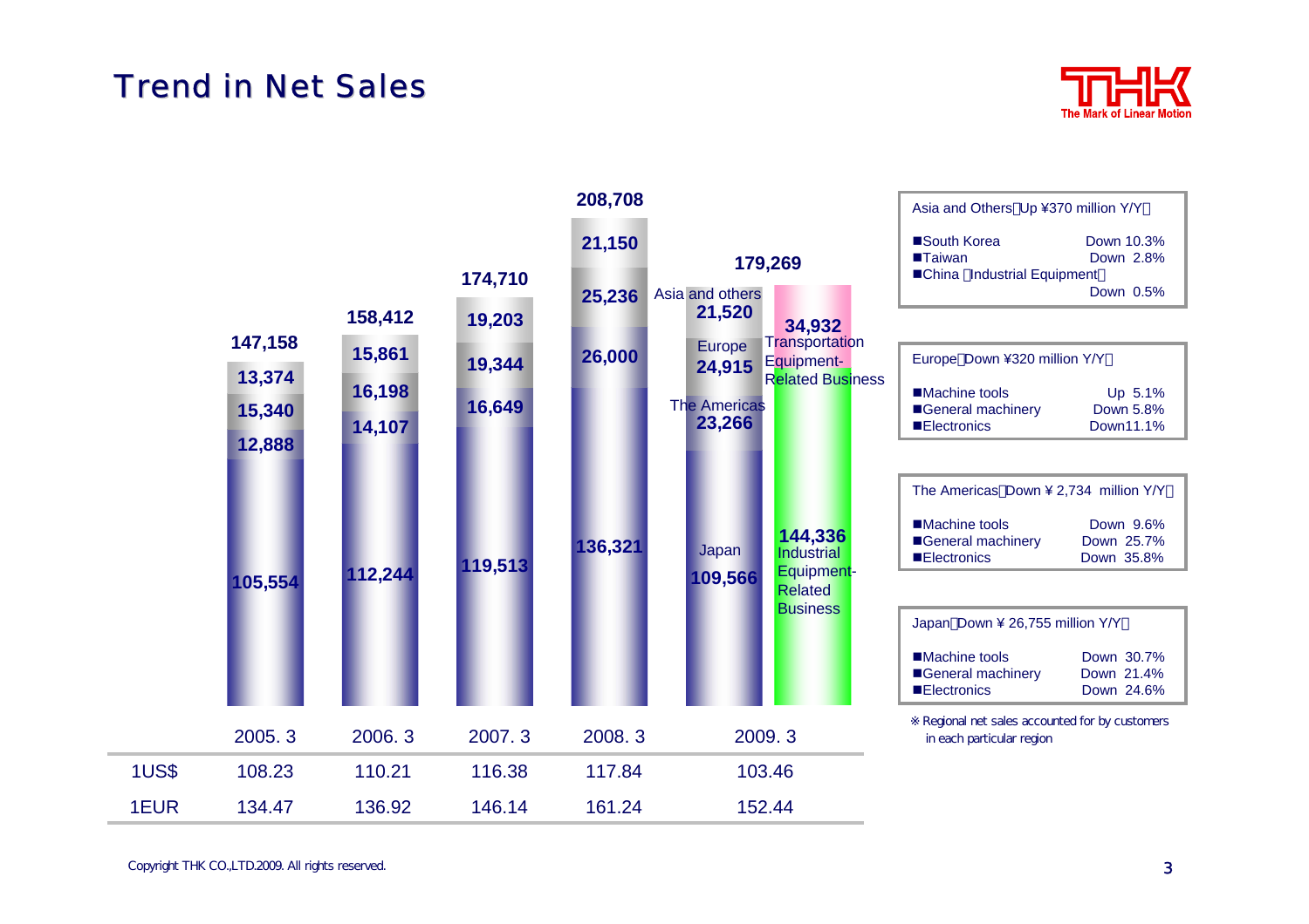# Trend in Net Sales

| | 2005. 3 | 2006. 3 | 2007. 3 | 2008. 3 | 2009. 3 |
|---|---|---|---|---|---|
| Total | 147,158 | 158,412 | 174,710 | 208,708 | 179,269 |
| Asia and others | 13,374 | 15,861 | 19,203 | 21,150 | 21,520 |
| Europe | 15,340 | 16,198 | 19,344 | 25,236 | 24,915 |
| The Americas | 12,888 | 14,107 | 16,649 | 26,000 | 23,266 |
| Japan | 105,554 | 112,244 | 119,513 | 136,321 | 109,566 |
| 1US$ | 108.23 | 110.21 | 116.38 | 117.84 | 103.46 |
| 1EUR | 134.47 | 136.92 | 146.14 | 161.24 | 152.44 |

2009. 3 by business:
- Transportation Equipment-Related Business: 34,932
- Industrial Equipment-Related Business: 144,336

**Asia and Others（Up ¥370 million Y/Y）**

| | |
|---|---|
| ■South Korea | Down 10.3% |
| ■Taiwan | Down 2.8% |
| ■China （Industrial Equipment） | Down 0.5% |

**Europe（Down ¥320 million Y/Y）**

| | |
|---|---|
| ■Machine tools | Up 5.1% |
| ■General machinery | Down 5.8% |
| ■Electronics | Down11.1% |

**The Americas（Down ¥ 2,734 million Y/Y）**

| | |
|---|---|
| ■Machine tools | Down 9.6% |
| ■General machinery | Down 25.7% |
| ■Electronics | Down 35.8% |

**Japan（Down ¥ 26,755 million Y/Y）**

| | |
|---|---|
| ■Machine tools | Down 30.7% |
| ■General machinery | Down 21.4% |
| ■Electronics | Down 24.6% |

※ Regional net sales accounted for by customers in each particular region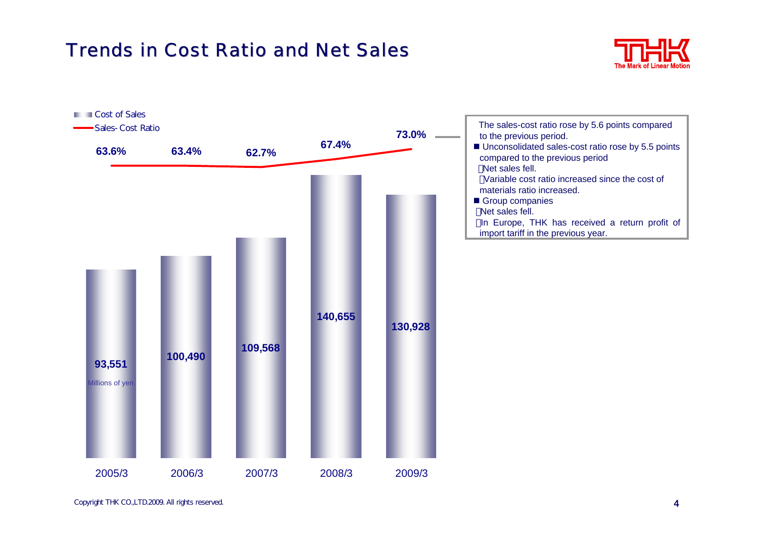# Trends in Cost Ratio and Net Sales

| | 2005/3 | 2006/3 | 2007/3 | 2008/3 | 2009/3 |
|---|---|---|---|---|---|
| Cost of Sales (Millions of yen) | 93,551 | 100,490 | 109,568 | 140,655 | 130,928 |
| Sales- Cost Ratio | 63.6% | 63.4% | 62.7% | 67.4% | 73.0% |

The sales-cost ratio rose by 5.6 points compared to the previous period.

- Unconsolidated sales-cost ratio rose by 5.5 points compared to the previous period
  - Net sales fell.
  - Variable cost ratio increased since the cost of materials ratio increased.
- Group companies
  - Net sales fell.
  - In Europe, THK has received a return profit of import tariff in the previous year.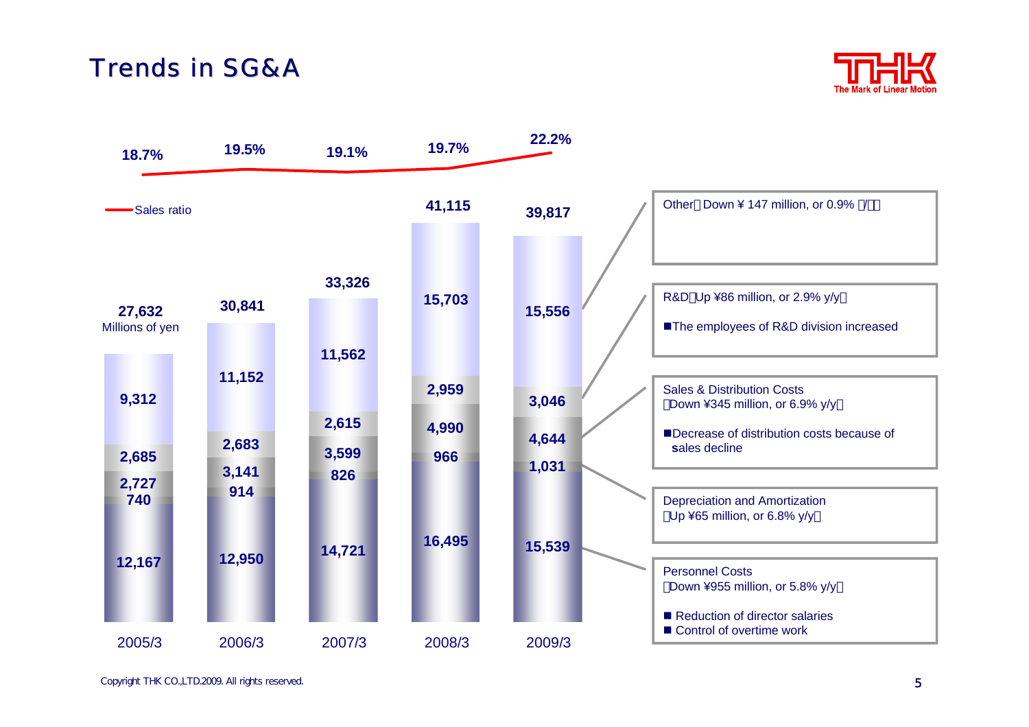# Trends in SG&A

Millions of yen

| | 2005/3 | 2006/3 | 2007/3 | 2008/3 | 2009/3 |
|---|---|---|---|---|---|
| Sales ratio | 18.7% | 19.5% | 19.1% | 19.7% | 22.2% |
| Total | 27,632 | 30,841 | 33,326 | 41,115 | 39,817 |
| Other | 9,312 | 11,152 | 11,562 | 15,703 | 15,556 |
| R&D | 2,685 | 2,683 | 2,615 | 2,959 | 3,046 |
| Sales & Distribution Costs | 2,727 | 3,141 | 3,599 | 4,990 | 4,644 |
| Depreciation and Amortization | 740 | 914 | 826 | 966 | 1,031 |
| Personnel Costs | 12,167 | 12,950 | 14,721 | 16,495 | 15,539 |

Other（Down ¥ 147 million, or 0.9% y/y）

R&D（Up ¥86 million, or 2.9% y/y）

- The employees of R&D division increased

Sales & Distribution Costs
（Down ¥345 million, or 6.9% y/y）

- Decrease of distribution costs because of sales decline

Depreciation and Amortization
（Up ¥65 million, or 6.8% y/y）

Personnel Costs
（Down ¥955 million, or 5.8% y/y）

- Reduction of director salaries
- Control of overtime work

Copyright THK CO.,LTD.2009. All rights reserved.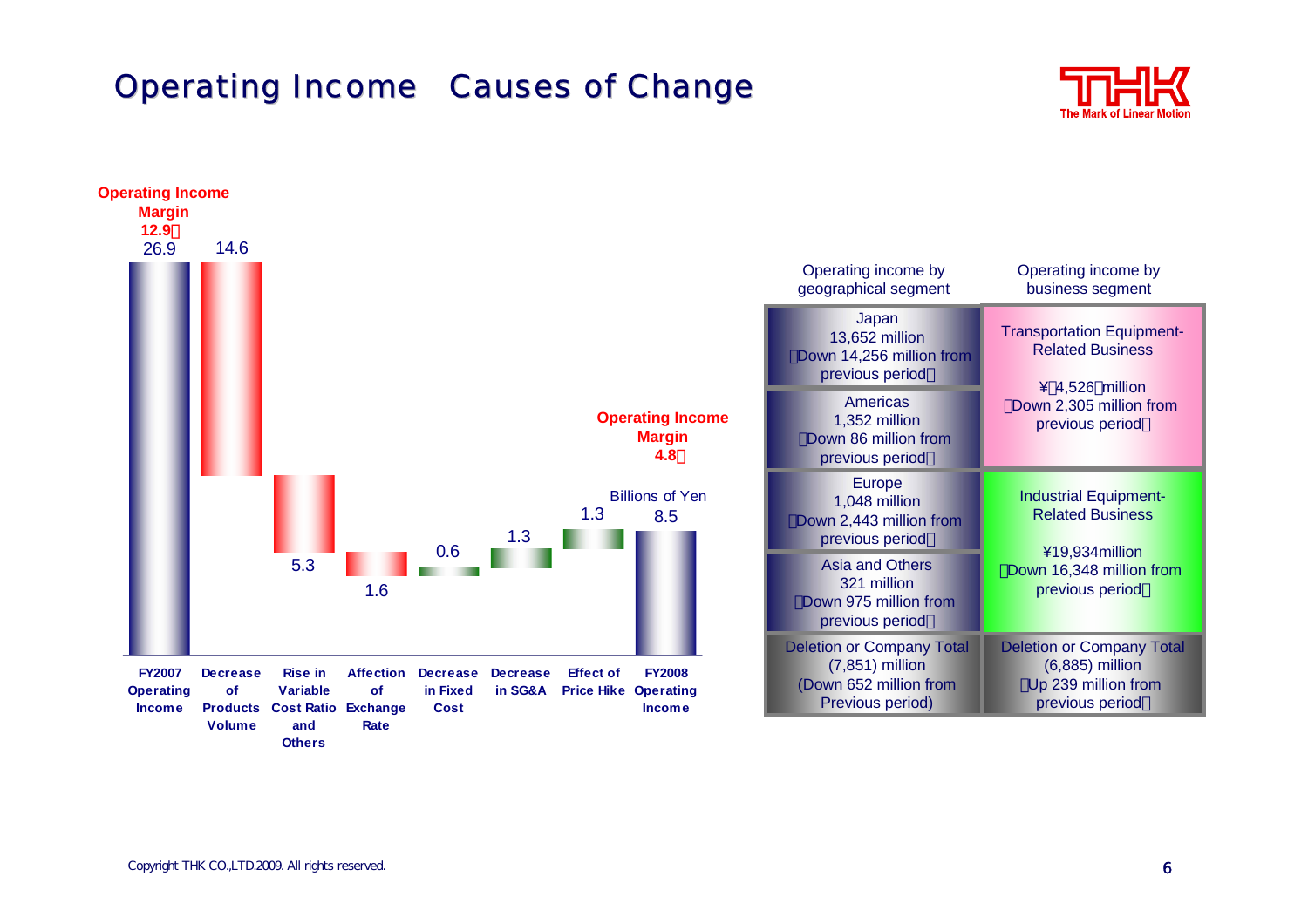# Operating Income　Causes of Change

**Operating Income Margin 12.9%**

**Operating Income Margin 4.8%**

Billions of Yen

| Item | Value |
|---|---|
| FY2007 Operating Income | 26.9 |
| Decrease of Products Volume | 14.6 |
| Rise in Variable Cost Ratio and Others | 5.3 |
| Affection of Exchange Rate | 1.6 |
| Decrease in Fixed Cost | 0.6 |
| Decrease in SG&A | 1.3 |
| Effect of Price Hike | 1.3 |
| FY2008 Operating Income | 8.5 |

| Operating income by geographical segment | Operating income by business segment |
|---|---|
| Japan 13,652 million (Down 14,256 million from previous period) | Transportation Equipment-Related Business ¥(4,526) million (Down 2,305 million from previous period) |
| Americas 1,352 million (Down 86 million from previous period) | |
| Europe 1,048 million (Down 2,443 million from previous period) | Industrial Equipment-Related Business ¥19,934million (Down 16,348 million from previous period) |
| Asia and Others 321 million (Down 975 million from previous period) | |
| Deletion or Company Total (7,851) million (Down 652 million from Previous period) | Deletion or Company Total (6,885) million (Up 239 million from previous period) |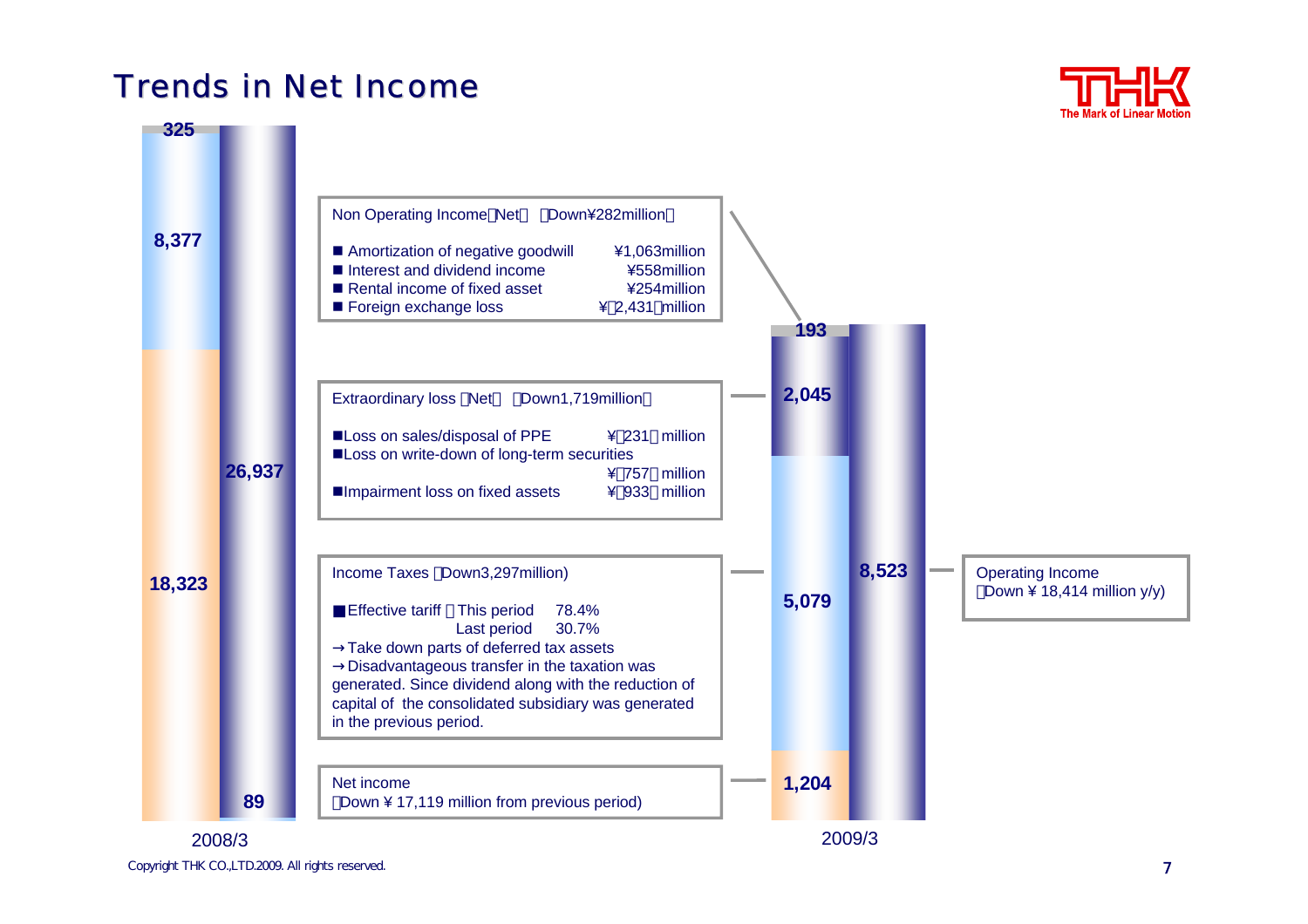# Trends in Net Income

| | 2008/3 | 2009/3 |
|---|---|---|
| Operating Income | 26,937 | 8,523 |
| Non Operating Income (Net) | 325 | 193 |
| Extraordinary loss (Net) | 8,377 | 2,045 |
| Income Taxes | 18,323 | 5,079 |
| Net income | 89 | 1,204 |

Non Operating Income（Net）（Down¥282million）

- Amortization of negative goodwill ¥1,063million
- Interest and dividend income ¥558million
- Rental income of fixed asset ¥254million
- Foreign exchange loss ¥（2,431）million

Extraordinary loss（Net）（Down1,719million）

- Loss on sales/disposal of PPE ¥（231）million
- Loss on write-down of long-term securities ¥（757）million
- Impairment loss on fixed assets ¥（933）million

Income Taxes（Down3,297million)

- Effective tariff：This period 78.4%
  Last period 30.7%

→Take down parts of deferred tax assets
→Disadvantageous transfer in the taxation was generated. Since dividend along with the reduction of capital of the consolidated subsidiary was generated in the previous period.

Net income
（Down ¥ 17,119 million from previous period)

Operating Income
（Down ¥ 18,414 million y/y)

Copyright THK CO.,LTD.2009. All rights reserved.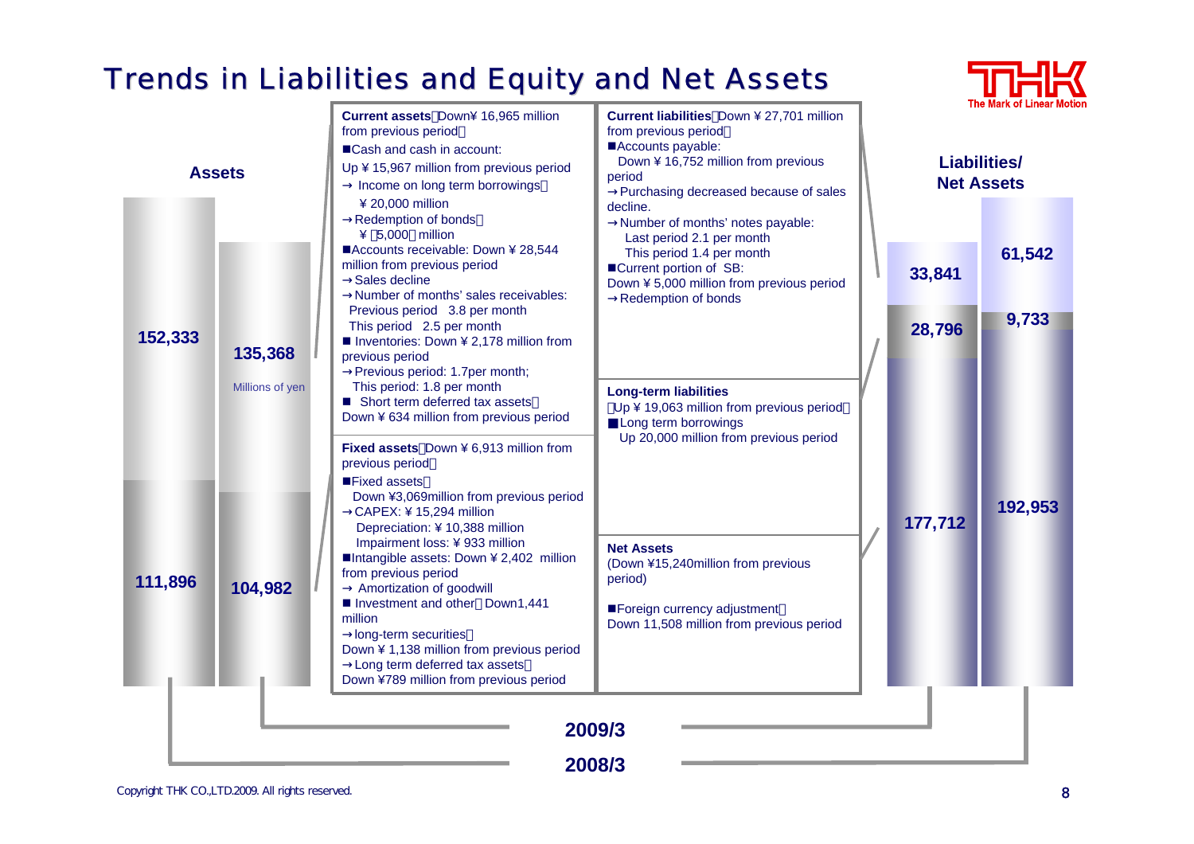# Trends in Liabilities and Equity and Net Assets

The Mark of Linear Motion

**Assets**

Millions of yen

| | 2008/3 | 2009/3 |
|---|---|---|
| Current assets | 152,333 | 135,368 |
| Fixed assets | 111,896 | 104,982 |

**Current assets**（Down ¥ 16,965 million from previous period）

- ■Cash and cash in account:
  Up ¥ 15,967 million from previous period
  → Income on long term borrowings：¥ 20,000 million
  → Redemption of bonds：¥（5,000）million
- ■Accounts receivable: Down ¥ 28,544 million from previous period
  → Sales decline
  → Number of months' sales receivables:
  Previous period 3.8 per month
  This period 2.5 per month
- ■ Inventories: Down ¥ 2,178 million from previous period
  → Previous period: 1.7per month;
  This period: 1.8 per month
- ■ Short term deferred tax assets：
  Down ¥ 634 million from previous period

**Fixed assets**（Down ¥ 6,913 million from previous period）

- ■Fixed assets：
  Down ¥3,069million from previous period
  → CAPEX: ¥ 15,294 million
  Depreciation: ¥ 10,388 million
  Impairment loss: ¥ 933 million
- ■Intangible assets: Down ¥ 2,402 million from previous period
  → Amortization of goodwill
- ■ Investment and other：Down1,441 million
  → long-term securities：
  Down ¥ 1,138 million from previous period
  → Long term deferred tax assets：
  Down ¥789 million from previous period

**Current liabilities**（Down ¥ 27,701 million from previous period）

- ■Accounts payable:
  Down ¥ 16,752 million from previous period
  → Purchasing decreased because of sales decline.
  → Number of months' notes payable:
  Last period 2.1 per month
  This period 1.4 per month
- ■Current portion of SB:
  Down ¥ 5,000 million from previous period
  → Redemption of bonds

**Long-term liabilities**
（Up ¥ 19,063 million from previous period）

- ■Long term borrowings
  Up 20,000 million from previous period

**Net Assets**
(Down ¥15,240million from previous period)

- ■Foreign currency adjustment：
  Down 11,508 million from previous period

**Liabilities/ Net Assets**

| | 2008/3 | 2009/3 |
|---|---|---|
| Current liabilities | 61,542 | 33,841 |
| Long-term liabilities | 9,733 | 28,796 |
| Net Assets | 192,953 | 177,712 |

Copyright THK CO.,LTD.2009. All rights reserved.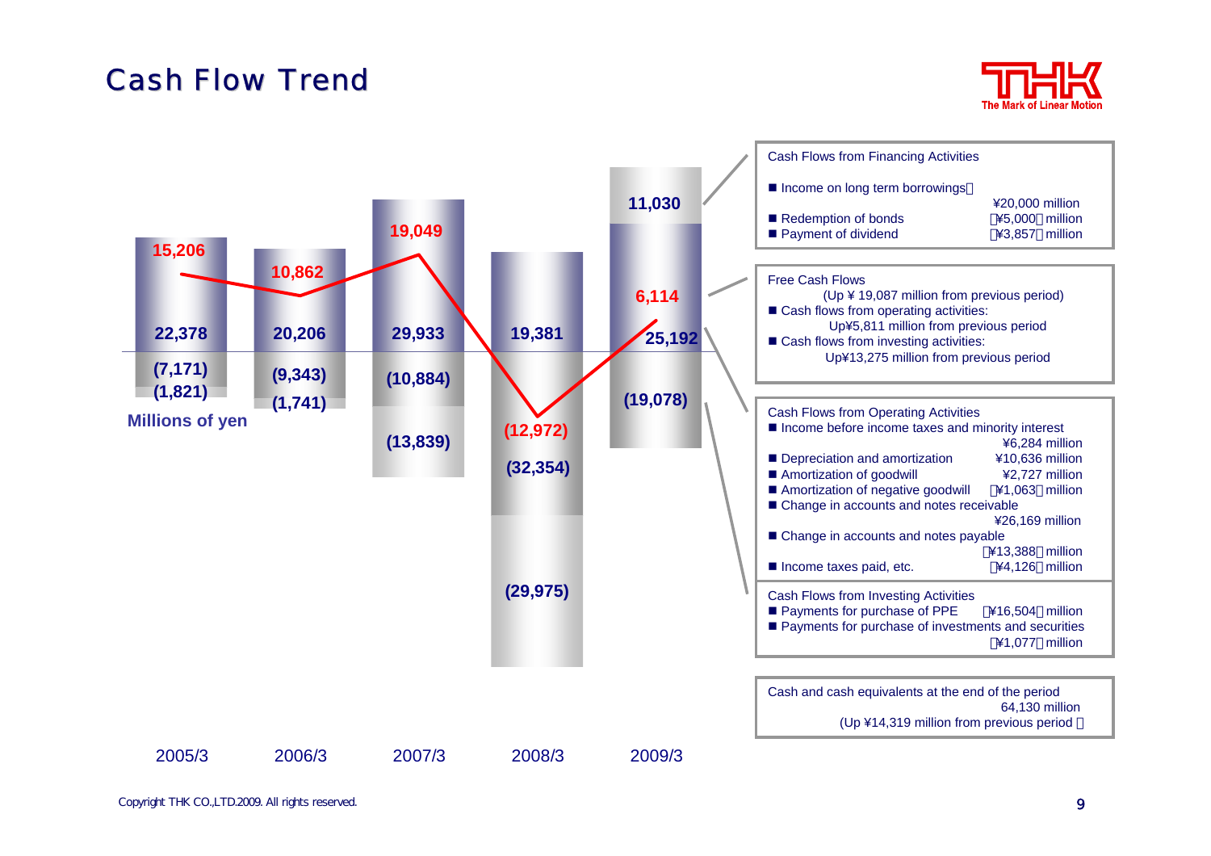# Cash Flow Trend

Millions of yen

| | 2005/3 | 2006/3 | 2007/3 | 2008/3 | 2009/3 |
|---|---|---|---|---|---|
| Free Cash Flows | 15,206 | 10,862 | 19,049 | (12,972) | 6,114 |
| Cash Flows from Financing Activities | (1,821) | (1,741) | (13,839) | (29,975) | 11,030 |
| Cash Flows from Operating Activities | 22,378 | 20,206 | 29,933 | 19,381 | 25,192 |
| Cash Flows from Investing Activities | (7,171) | (9,343) | (10,884) | (32,354) | (19,078) |

**Cash Flows from Financing Activities**

- Income on long term borrowings: ¥20,000 million
- Redemption of bonds: (¥5,000) million
- Payment of dividend: (¥3,857) million

**Free Cash Flows**

(Up ¥ 19,087 million from previous period)

- Cash flows from operating activities: Up¥5,811 million from previous period
- Cash flows from investing activities: Up¥13,275 million from previous period

**Cash Flows from Operating Activities**

- Income before income taxes and minority interest: ¥6,284 million
- Depreciation and amortization: ¥10,636 million
- Amortization of goodwill: ¥2,727 million
- Amortization of negative goodwill: (¥1,063) million
- Change in accounts and notes receivable: ¥26,169 million
- Change in accounts and notes payable: (¥13,388) million
- Income taxes paid, etc.: (¥4,126) million

**Cash Flows from Investing Activities**

- Payments for purchase of PPE: (¥16,504) million
- Payments for purchase of investments and securities: (¥1,077) million

Cash and cash equivalents at the end of the period 64,130 million
(Up ¥14,319 million from previous period)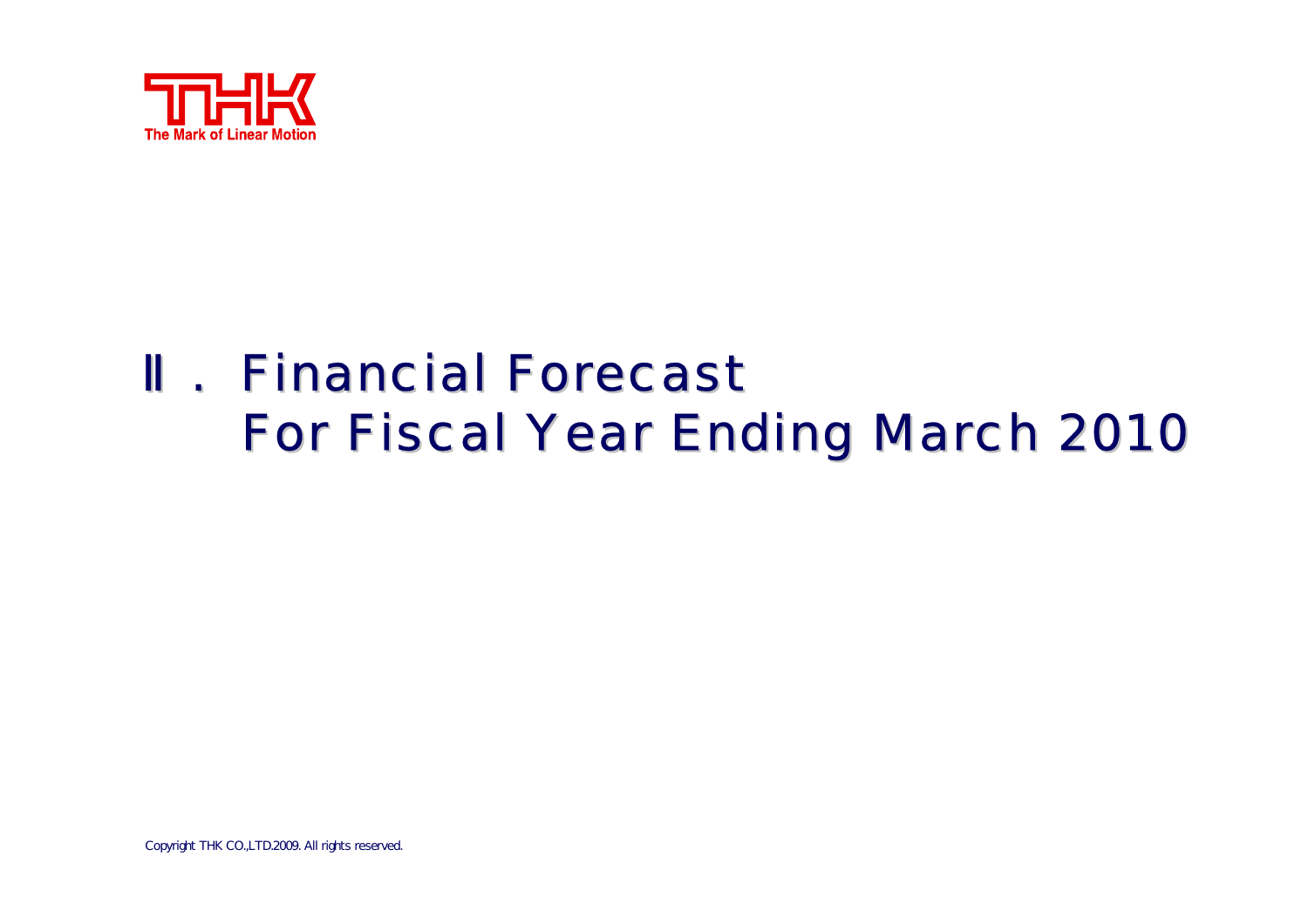# Ⅱ. Financial Forecast For Fiscal Year Ending March 2010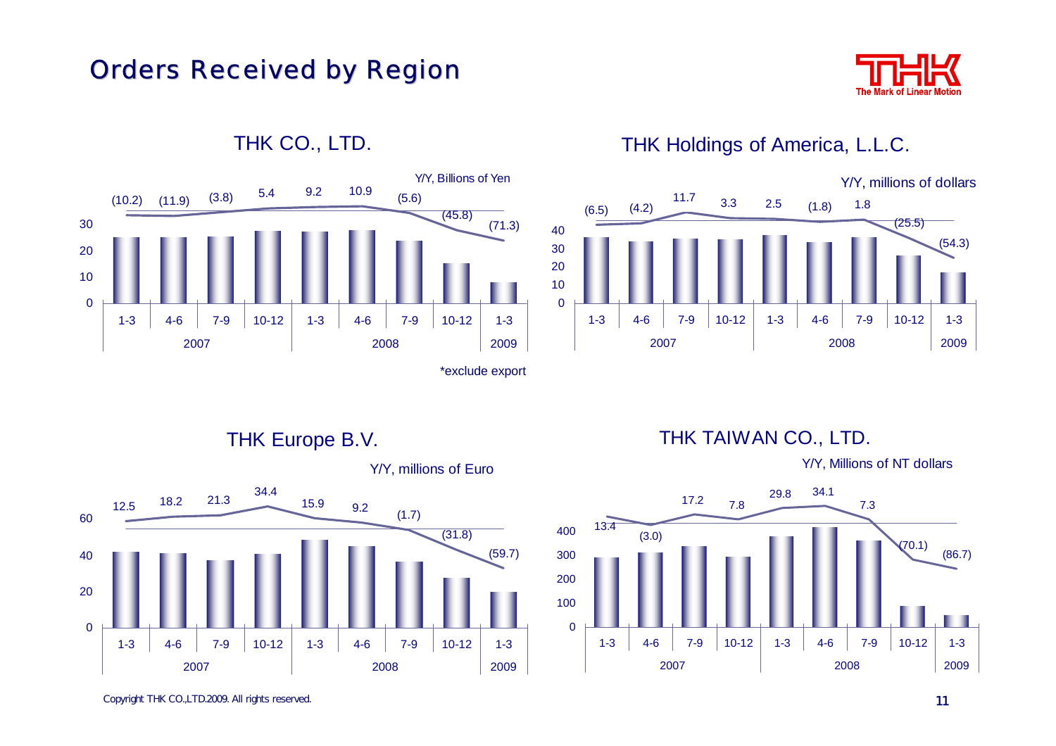# Orders Received by Region

## THK CO., LTD.

Y/Y, Billions of Yen

| Year | Quarter | Y/Y |
|---|---|---|
| 2007 | 1-3 | (10.2) |
| | 4-6 | (11.9) |
| | 7-9 | (3.8) |
| | 10-12 | 5.4 |
| 2008 | 1-3 | 9.2 |
| | 4-6 | 10.9 |
| | 7-9 | (5.6) |
| | 10-12 | (45.8) |
| 2009 | 1-3 | (71.3) |

*exclude export

## THK Holdings of America, L.L.C.

Y/Y, millions of dollars

| Year | Quarter | Y/Y |
|---|---|---|
| 2007 | 1-3 | (6.5) |
| | 4-6 | (4.2) |
| | 7-9 | 11.7 |
| | 10-12 | 3.3 |
| 2008 | 1-3 | 2.5 |
| | 4-6 | (1.8) |
| | 7-9 | 1.8 |
| | 10-12 | (25.5) |
| 2009 | 1-3 | (54.3) |

## THK Europe B.V.

Y/Y, millions of Euro

| Year | Quarter | Y/Y |
|---|---|---|
| 2007 | 1-3 | 12.5 |
| | 4-6 | 18.2 |
| | 7-9 | 21.3 |
| | 10-12 | 34.4 |
| 2008 | 1-3 | 15.9 |
| | 4-6 | 9.2 |
| | 7-9 | (1.7) |
| | 10-12 | (31.8) |
| 2009 | 1-3 | (59.7) |

## THK TAIWAN CO., LTD.

Y/Y, Millions of NT dollars

| Year | Quarter | Y/Y |
|---|---|---|
| 2007 | 1-3 | 13.4 |
| | 4-6 | (3.0) |
| | 7-9 | 17.2 |
| | 10-12 | 7.8 |
| 2008 | 1-3 | 29.8 |
| | 4-6 | 34.1 |
| | 7-9 | 7.3 |
| | 10-12 | (70.1) |
| 2009 | 1-3 | (86.7) |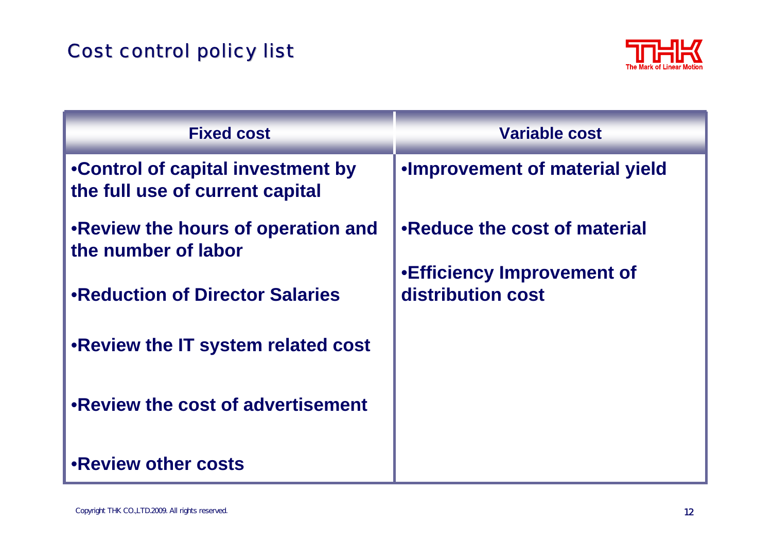# Cost control policy list

| Fixed cost | Variable cost |
| --- | --- |
| •Control of capital investment by the full use of current capital | •Improvement of material yield |
| •Review the hours of operation and the number of labor | •Reduce the cost of material |
| •Reduction of Director Salaries | •Efficiency Improvement of distribution cost |
| •Review the IT system related cost | |
| •Review the cost of advertisement | |
| •Review other costs | |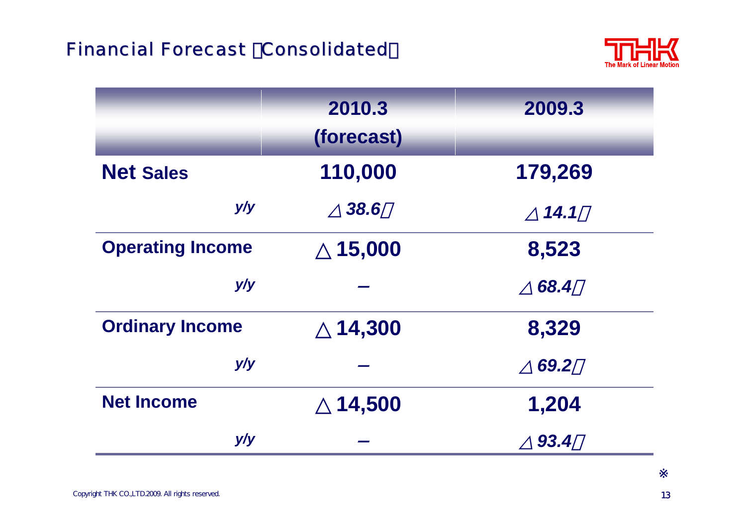## Financial Forecast （Consolidated）

|  | 2010.3 (forecast) | 2009.3 |
|---|---|---|
| **Net Sales** | **110,000** | **179,269** |
| *y/y* | *△38.6％* | *△14.1％* |
| **Operating Income** | **△15,000** | **8,523** |
| *y/y* | – | *△68.4％* |
| **Ordinary Income** | **△14,300** | **8,329** |
| *y/y* | – | *△69.2％* |
| **Net Income** | **△14,500** | **1,204** |
| *y/y* | – | *△93.4％* |

※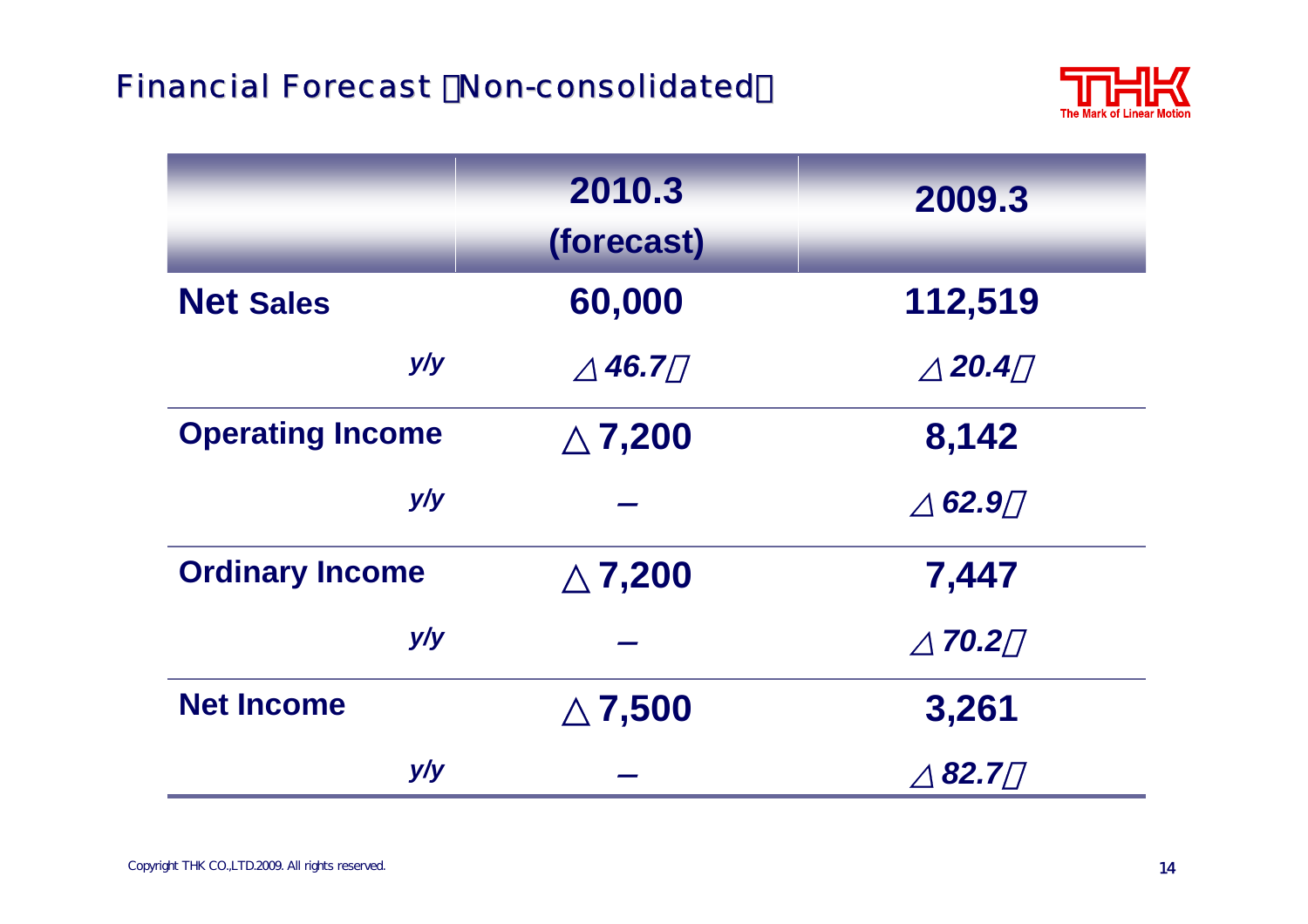## Financial Forecast （Non-consolidated）

| | 2010.3 (forecast) | 2009.3 |
|---|---|---|
| **Net Sales** | 60,000 | 112,519 |
| *y/y* | *△46.7％* | *△20.4％* |
| **Operating Income** | △7,200 | 8,142 |
| *y/y* | – | *△62.9％* |
| **Ordinary Income** | △7,200 | 7,447 |
| *y/y* | – | *△70.2％* |
| **Net Income** | △7,500 | 3,261 |
| *y/y* | – | *△82.7％* |

Copyright THK CO.,LTD.2009. All rights reserved.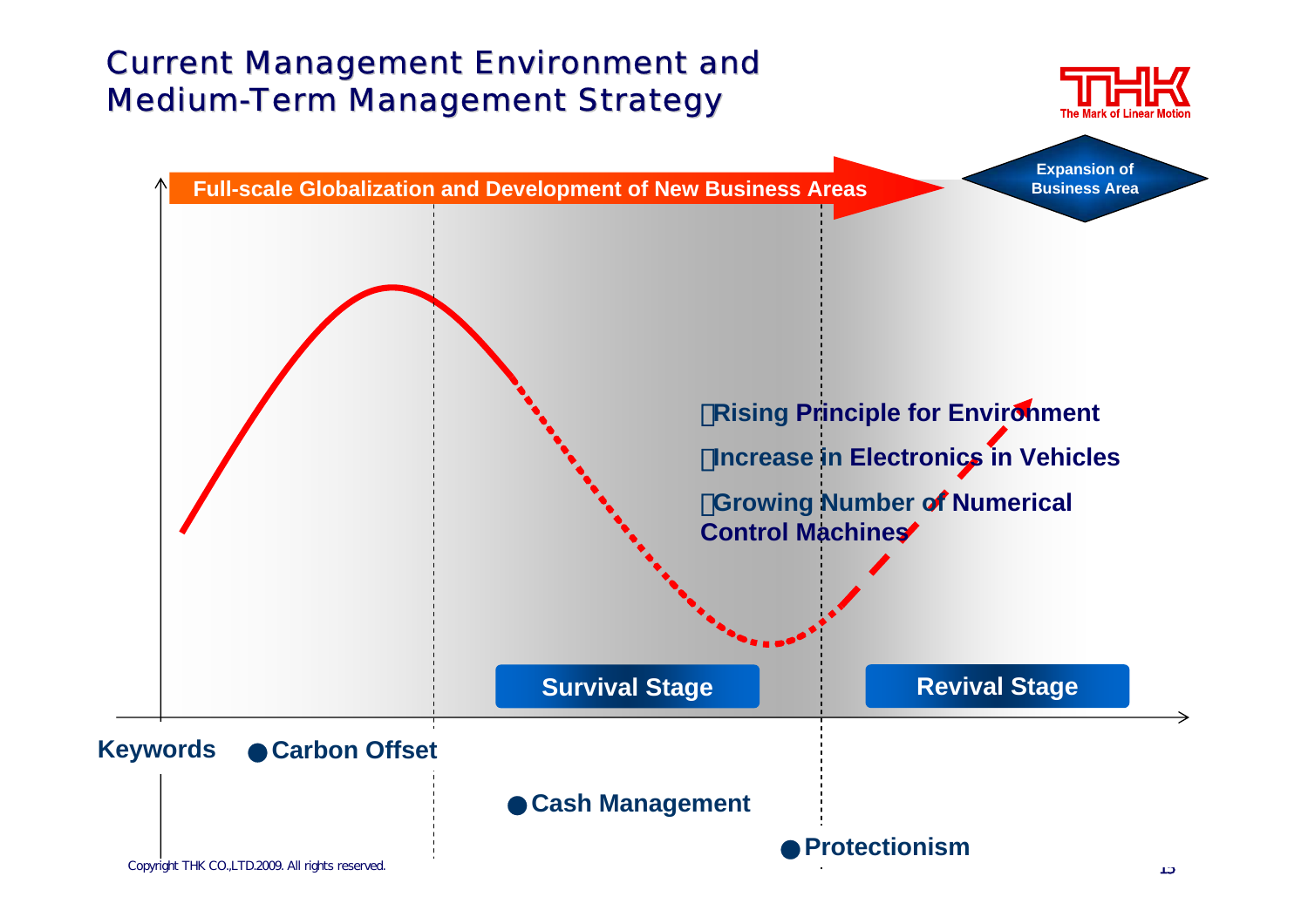# Current Management Environment and Medium-Term Management Strategy

**Full-scale Globalization and Development of New Business Areas**

**Expansion of Business Area**

- **Rising Principle for Environment**
- **Increase in Electronics in Vehicles**
- **Growing Number of Numerical Control Machines**

**Survival Stage**

**Revival Stage**

**Keywords**

- **Carbon Offset**
- **Cash Management**
- **Protectionism**

Copyright THK CO.,LTD.2009. All rights reserved.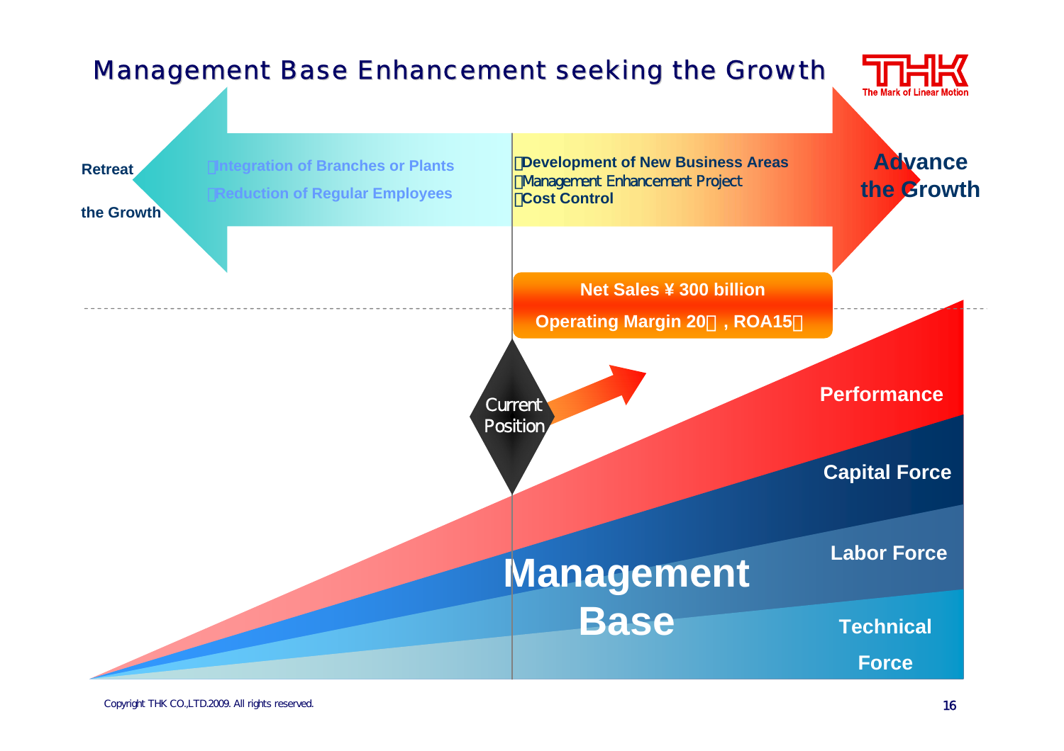# Management Base Enhancement seeking the Growth

THK
The Mark of Linear Motion

**Retreat the Growth**

- **Integration of Branches or Plants**
- **Reduction of Regular Employees**

- **Development of New Business Areas**
- Management Enhancement Project
- **Cost Control**

**Advance the Growth**

**Net Sales ¥ 300 billion**

**Operating Margin 20％, ROA15％**

Current Position

**Performance**

**Capital Force**

**Labor Force**

**Technical Force**

**Management Base**

Copyright THK CO.,LTD.2009. All rights reserved.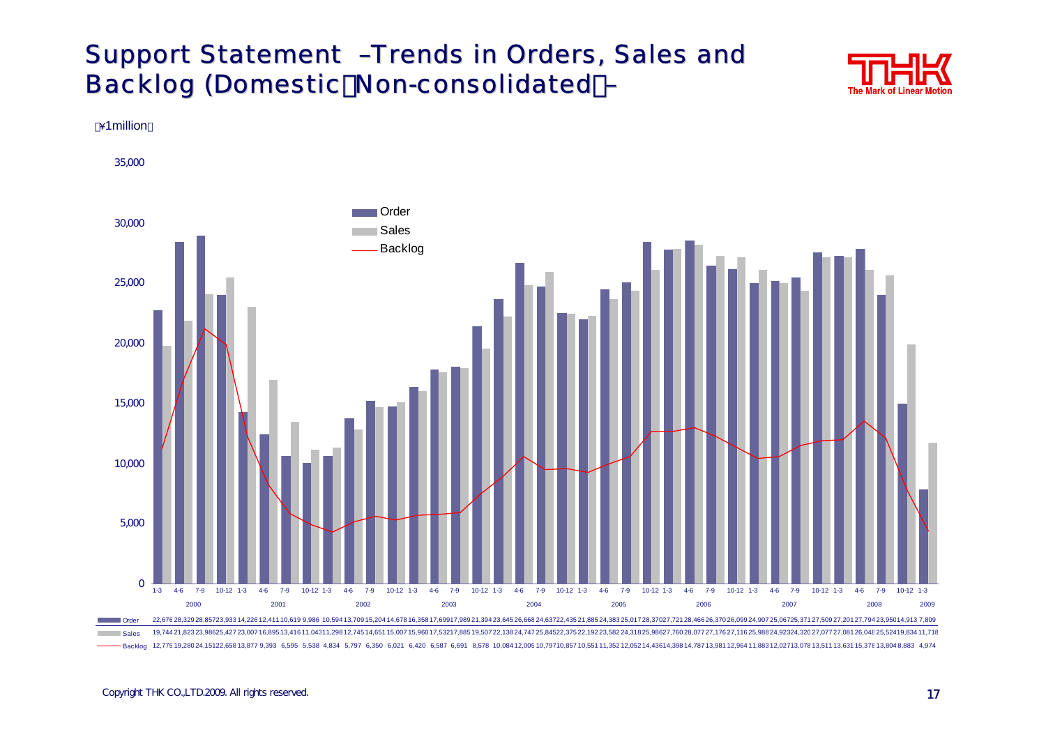# Support Statement –Trends in Orders, Sales and Backlog (Domestic（Non-consolidated）–

（¥1million）

| Year | Quarter | Order | Sales | Backlog |
|---|---|---|---|---|
| 2000 | 1-3 | 22,676 | 19,744 | 12,775 |
| | 4-6 | 28,329 | 21,823 | 19,280 |
| | 7-9 | 28,857 | 23,986 | 24,151 |
| | 10-12 | 23,933 | 25,427 | 22,658 |
| 2001 | 1-3 | 14,226 | 23,007 | 13,877 |
| | 4-6 | 12,411 | 16,895 | 9,393 |
| | 7-9 | 10,619 | 13,416 | 6,595 |
| | 10-12 | 9,986 | 11,043 | 5,538 |
| 2002 | 1-3 | 10,594 | 11,298 | 4,834 |
| | 4-6 | 13,709 | 12,745 | 5,797 |
| | 7-9 | 15,204 | 14,651 | 6,350 |
| | 10-12 | 14,678 | 15,007 | 6,021 |
| 2003 | 1-3 | 16,358 | 15,960 | 6,420 |
| | 4-6 | 17,699 | 17,532 | 6,587 |
| | 7-9 | 17,989 | 17,885 | 6,691 |
| | 10-12 | 21,394 | 19,507 | 8,578 |
| 2004 | 1-3 | 23,645 | 22,138 | 10,084 |
| | 4-6 | 26,668 | 24,747 | 12,005 |
| | 7-9 | 24,637 | 25,845 | 10,797 |
| | 10-12 | 22,435 | 22,375 | 10,857 |
| 2005 | 1-3 | 21,885 | 22,192 | 10,551 |
| | 4-6 | 24,383 | 23,582 | 11,352 |
| | 7-9 | 25,017 | 24,318 | 12,052 |
| | 10-12 | 28,370 | 25,986 | 14,436 |
| 2006 | 1-3 | 27,721 | 27,760 | 14,398 |
| | 4-6 | 28,466 | 28,077 | 14,787 |
| | 7-9 | 26,370 | 27,176 | 13,981 |
| | 10-12 | 26,099 | 27,116 | 12,964 |
| 2007 | 1-3 | 24,907 | 25,988 | 11,883 |
| | 4-6 | 25,067 | 24,923 | 12,027 |
| | 7-9 | 25,371 | 24,320 | 13,078 |
| | 10-12 | 27,509 | 27,077 | 13,511 |
| 2008 | 1-3 | 27,201 | 27,081 | 13,631 |
| | 4-6 | 27,794 | 26,048 | 15,378 |
| | 7-9 | 23,950 | 25,524 | 13,804 |
| | 10-12 | 14,913 | 19,834 | 8,883 |
| 2009 | 1-3 | 7,809 | 11,718 | 4,974 |

Copyright THK CO.,LTD.2009. All rights reserved.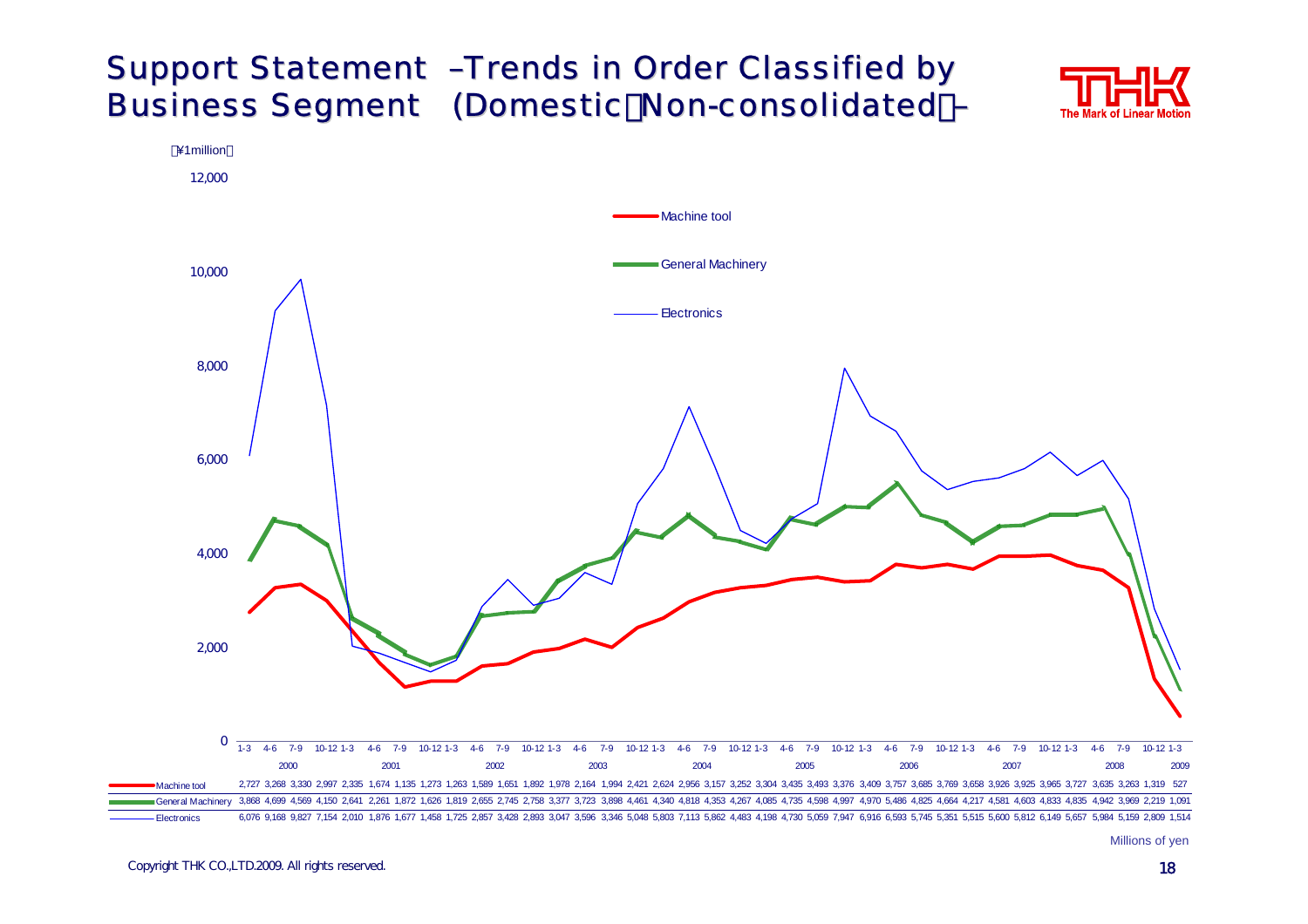# Support Statement –Trends in Order Classified by Business Segment (Domestic（Non-consolidated）)–

THK
The Mark of Linear Motion

（¥1million）

12,000
10,000
8,000
6,000
4,000
2,000
0

Machine tool
General Machinery
Electronics

1-3 4-6 7-9 10-12 1-3 4-6 7-9 10-12 1-3 4-6 7-9 10-12 1-3 4-6 7-9 10-12 1-3 4-6 7-9 10-12 1-3 4-6 7-9 10-12 1-3 4-6 7-9 10-12 1-3 4-6 7-9 10-12 1-3 4-6 7-9 10-12 1-3

2000 2001 2002 2003 2004 2005 2006 2007 2008 2009

Machine tool 2,727 3,268 3,330 2,997 2,335 1,674 1,135 1,273 1,263 1,589 1,651 1,892 1,978 2,164 1,994 2,421 2,624 2,956 3,157 3,252 3,304 3,435 3,493 3,376 3,409 3,757 3,685 3,769 3,658 3,926 3,925 3,965 3,727 3,635 3,263 1,319 527

General Machinery 3,868 4,699 4,569 4,150 2,641 2,261 1,872 1,626 1,819 2,655 2,745 2,758 3,377 3,723 3,898 4,461 4,340 4,818 4,353 4,267 4,085 4,735 4,598 4,997 4,970 5,486 4,825 4,664 4,217 4,581 4,603 4,833 4,835 4,942 3,969 2,219 1,091

Electronics 6,076 9,168 9,827 7,154 2,010 1,876 1,677 1,458 1,725 2,857 3,428 2,893 3,047 3,596 3,346 5,048 5,803 7,113 5,862 4,483 4,198 4,730 5,059 7,947 6,916 6,593 5,745 5,351 5,515 5,600 5,812 6,149 5,657 5,984 5,159 2,809 1,514

Millions of yen